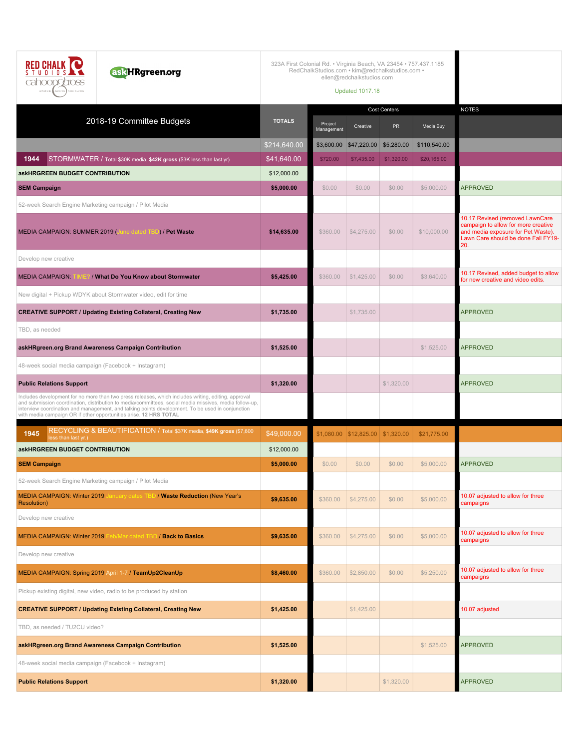RED CHALK STUDIOS cahoon & cross

askHRgreen.org

323A First Colonial Rd. • Virginia Beach, VA 23454 • 757.437.1185
RedChalkStudios.com • kim@redchalkstudios.com •
ellen@redchalkstudios.com

Updated 1017.18

| 2018-19 Committee Budgets | TOTALS | Cost Centers: Project Management | Creative | PR | Media Buy | NOTES |
|---|---|---|---|---|---|---|
| | $214,640.00 | $3,600.00 | $47,220.00 | $5,280.00 | $110,540.00 | |
| **1944** STORMWATER / Total $30K media, **$42K gross** ($3K less than last yr) | $41,640.00 | $720.00 | $7,435.00 | $1,320.00 | $20,165.00 | |
| **askHRGREEN BUDGET CONTRIBUTION** | $12,000.00 | | | | | |
| **SEM Campaign** | **$5,000.00** | $0.00 | $0.00 | $0.00 | $5,000.00 | APPROVED |
| 52-week Search Engine Marketing campaign / Pilot Media | | | | | | |
| MEDIA CAMPAIGN: SUMMER 2019 (June dated TBD) / **Pet Waste** | **$14,635.00** | $360.00 | $4,275.00 | $0.00 | $10,000.00 | 10.17 Revised (removed LawnCare campaign to allow for more creative and media exposure for Pet Waste). Lawn Care should be done Fall FY19-20. |
| Develop new creative | | | | | | |
| MEDIA CAMPAIGN: TIME? / **What Do You Know about Stormwater** | **$5,425.00** | $360.00 | $1,425.00 | $0.00 | $3,640.00 | 10.17 Revised, added budget to allow for new creative and video edits. |
| New digital + Pickup WDYK about Stormwater video, edit for time | | | | | | |
| **CREATIVE SUPPORT / Updating Existing Collateral, Creating New** | **$1,735.00** | | $1,735.00 | | | APPROVED |
| TBD, as needed | | | | | | |
| **askHRgreen.org Brand Awareness Campaign Contribution** | **$1,525.00** | | | | $1,525.00 | APPROVED |
| 48-week social media campaign (Facebook + Instagram) | | | | | | |
| **Public Relations Support** | **$1,320.00** | | | $1,320.00 | | APPROVED |
| Includes development for no more than two press releases, which includes writing, editing, approval and submission coordination, distribution to media/committees, social media missives, media follow-up, interview coordination and management, and talking points development. To be used in conjunction with media campaign OR if other opportunities arise. **12 HRS TOTAL** | | | | | | |
| **1945** RECYCLING & BEAUTIFICATION / Total $37K media, **$49K gross** ($7,600 less than last yr.) | $49,000.00 | $1,080.00 | $12,825.00 | $1,320.00 | $21,775.00 | |
| **askHRGREEN BUDGET CONTRIBUTION** | $12,000.00 | | | | | |
| **SEM Campaign** | **$5,000.00** | $0.00 | $0.00 | $0.00 | $5,000.00 | APPROVED |
| 52-week Search Engine Marketing campaign / Pilot Media | | | | | | |
| MEDIA CAMPAIGN: Winter 2019 January dates TBD / **Waste Reductio**n (New Year's Resolution) | **$9,635.00** | $360.00 | $4,275.00 | $0.00 | $5,000.00 | 10.07 adjusted to allow for three campaigns |
| Develop new creative | | | | | | |
| MEDIA CAMPAIGN: Winter 2019 Feb/Mar dated TBD / **Back to Basics** | **$9,635.00** | $360.00 | $4,275.00 | $0.00 | $5,000.00 | 10.07 adjusted to allow for three campaigns |
| Develop new creative | | | | | | |
| MEDIA CAMPAIGN: Spring 2019 April 1-7 / **TeamUp2CleanUp** | **$8,460.00** | $360.00 | $2,850.00 | $0.00 | $5,250.00 | 10.07 adjusted to allow for three campaigns |
| Pickup existing digital, new video, radio to be produced by station | | | | | | |
| **CREATIVE SUPPORT / Updating Existing Collateral, Creating New** | **$1,425.00** | | $1,425.00 | | | 10.07 adjusted |
| TBD, as needed / TU2CU video? | | | | | | |
| **askHRgreen.org Brand Awareness Campaign Contribution** | **$1,525.00** | | | | $1,525.00 | APPROVED |
| 48-week social media campaign (Facebook + Instagram) | | | | | | |
| **Public Relations Support** | **$1,320.00** | | | $1,320.00 | | APPROVED |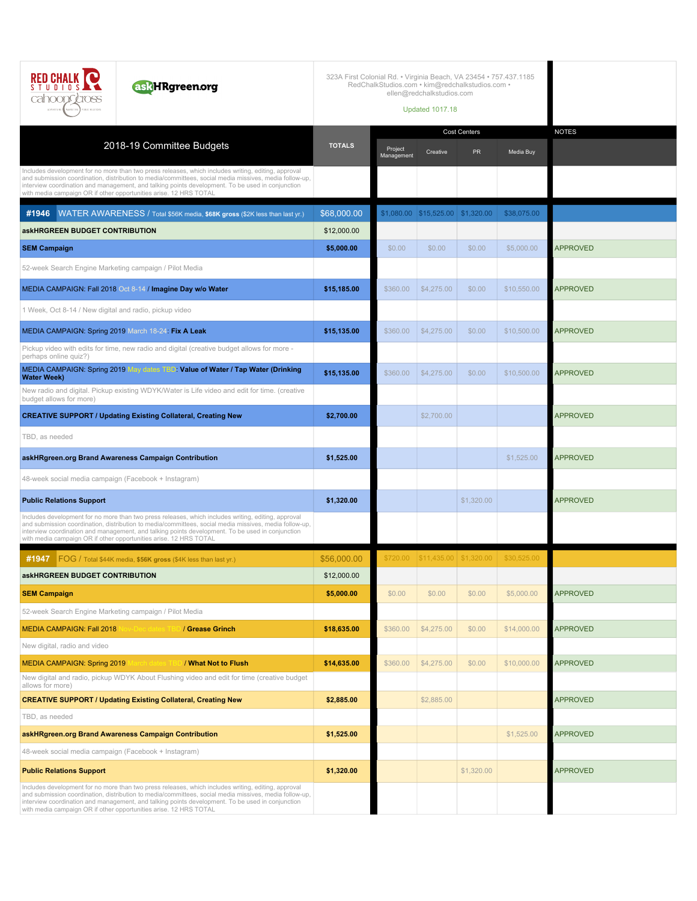RED CHALK STUDIOS cahoon&cross

askHRgreen.org

323A First Colonial Rd. • Virginia Beach, VA 23454 • 757.437.1185
RedChalkStudios.com • kim@redchalkstudios.com •
ellen@redchalkstudios.com

Updated 1017.18

| 2018-19 Committee Budgets | TOTALS | Cost Centers | | | | NOTES |
|---|---|---|---|---|---|---|
| | | Project Management | Creative | PR | Media Buy | |
| Includes development for no more than two press releases, which includes writing, editing, approval and submission coordination, distribution to media/committees, social media missives, media follow-up, interview coordination and management, and talking points development. To be used in conjunction with media campaign OR if other opportunities arise. 12 HRS TOTAL | | | | | | |
| **#1946** WATER AWARENESS / Total $56K media, **$68K gross** ($2K less than last yr.) | $68,000.00 | $1,080.00 | $15,525.00 | $1,320.00 | $38,075.00 | |
| **askHRGREEN BUDGET CONTRIBUTION** | $12,000.00 | | | | | |
| **SEM Campaign** | **$5,000.00** | $0.00 | $0.00 | $0.00 | $5,000.00 | APPROVED |
| 52-week Search Engine Marketing campaign / Pilot Media | | | | | | |
| MEDIA CAMPAIGN: Fall 2018 Oct 8-14 / **Imagine Day w/o Water** | **$15,185.00** | $360.00 | $4,275.00 | $0.00 | $10,550.00 | APPROVED |
| 1 Week, Oct 8-14 / New digital and radio, pickup video | | | | | | |
| MEDIA CAMPAIGN: Spring 2019 March 18-24: **Fix A Leak** | **$15,135.00** | $360.00 | $4,275.00 | $0.00 | $10,500.00 | APPROVED |
| Pickup video with edits for time, new radio and digital (creative budget allows for more - perhaps online quiz?) | | | | | | |
| MEDIA CAMPAIGN: Spring 2019 May dates TBD: **Value of Water / Tap Water (Drinking Water Week)** | **$15,135.00** | $360.00 | $4,275.00 | $0.00 | $10,500.00 | APPROVED |
| New radio and digital. Pickup existing WDYK/Water is Life video and edit for time. (creative budget allows for more) | | | | | | |
| **CREATIVE SUPPORT / Updating Existing Collateral, Creating New** | **$2,700.00** | | $2,700.00 | | | APPROVED |
| TBD, as needed | | | | | | |
| **askHRgreen.org Brand Awareness Campaign Contribution** | **$1,525.00** | | | | $1,525.00 | APPROVED |
| 48-week social media campaign (Facebook + Instagram) | | | | | | |
| **Public Relations Support** | **$1,320.00** | | | $1,320.00 | | APPROVED |
| Includes development for no more than two press releases, which includes writing, editing, approval and submission coordination, distribution to media/committees, social media missives, media follow-up, interview coordination and management, and talking points development. To be used in conjunction with media campaign OR if other opportunities arise. 12 HRS TOTAL | | | | | | |
| **#1947** FOG / Total $44K media, **$56K gross** ($4K less than last yr.) | $56,000.00 | $720.00 | $11,435.00 | $1,320.00 | $30,525.00 | |
| **askHRGREEN BUDGET CONTRIBUTION** | $12,000.00 | | | | | |
| **SEM Campaign** | **$5,000.00** | $0.00 | $0.00 | $0.00 | $5,000.00 | APPROVED |
| 52-week Search Engine Marketing campaign / Pilot Media | | | | | | |
| MEDIA CAMPAIGN: Fall 2018 Nov-Dec dates TBD / **Grease Grinch** | **$18,635.00** | $360.00 | $4,275.00 | $0.00 | $14,000.00 | APPROVED |
| New digital, radio and video | | | | | | |
| MEDIA CAMPAIGN: Spring 2019 March dates TBD / **What Not to Flush** | **$14,635.00** | $360.00 | $4,275.00 | $0.00 | $10,000.00 | APPROVED |
| New digital and radio, pickup WDYK About Flushing video and edit for time (creative budget allows for more) | | | | | | |
| **CREATIVE SUPPORT / Updating Existing Collateral, Creating New** | **$2,885.00** | | $2,885.00 | | | APPROVED |
| TBD, as needed | | | | | | |
| **askHRgreen.org Brand Awareness Campaign Contribution** | **$1,525.00** | | | | $1,525.00 | APPROVED |
| 48-week social media campaign (Facebook + Instagram) | | | | | | |
| **Public Relations Support** | **$1,320.00** | | | $1,320.00 | | APPROVED |
| Includes development for no more than two press releases, which includes writing, editing, approval and submission coordination, distribution to media/committees, social media missives, media follow-up, interview coordination and management, and talking points development. To be used in conjunction with media campaign OR if other opportunities arise. 12 HRS TOTAL | | | | | | |